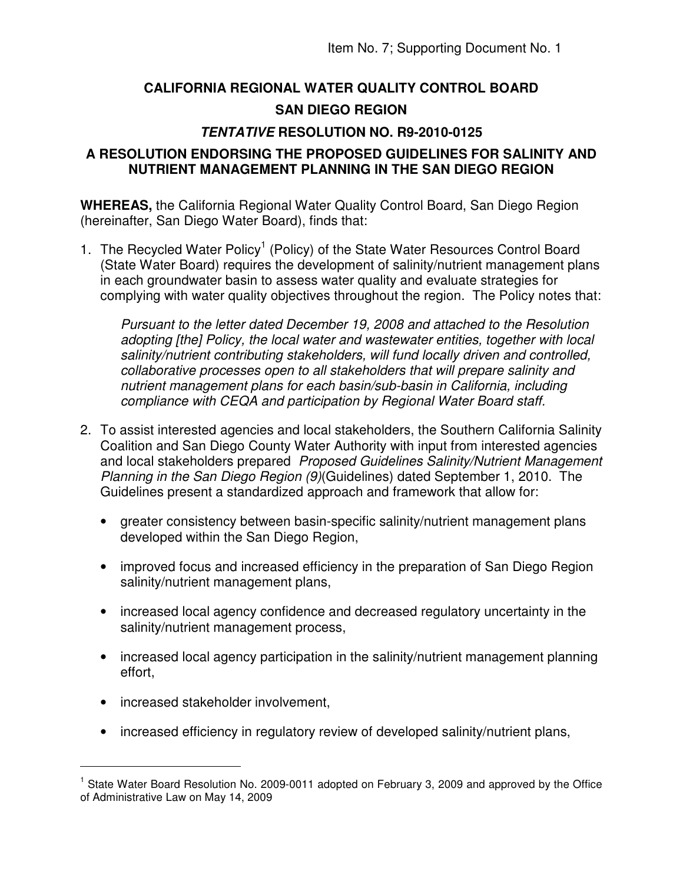Item No. 7; Supporting Document No. 1

# CALIFORNIA REGIONAL WATER QUALITY CONTROL BOARD

## SAN DIEGO REGION

## *TENTATIVE* RESOLUTION NO. R9-2010-0125

## A RESOLUTION ENDORSING THE PROPOSED GUIDELINES FOR SALINITY AND NUTRIENT MANAGEMENT PLANNING IN THE SAN DIEGO REGION

**WHEREAS,** the California Regional Water Quality Control Board, San Diego Region (hereinafter, San Diego Water Board), finds that:

1. The Recycled Water Policy[1] (Policy) of the State Water Resources Control Board (State Water Board) requires the development of salinity/nutrient management plans in each groundwater basin to assess water quality and evaluate strategies for complying with water quality objectives throughout the region. The Policy notes that:

   *Pursuant to the letter dated December 19, 2008 and attached to the Resolution adopting [the] Policy, the local water and wastewater entities, together with local salinity/nutrient contributing stakeholders, will fund locally driven and controlled, collaborative processes open to all stakeholders that will prepare salinity and nutrient management plans for each basin/sub-basin in California, including compliance with CEQA and participation by Regional Water Board staff.*

2. To assist interested agencies and local stakeholders, the Southern California Salinity Coalition and San Diego County Water Authority with input from interested agencies and local stakeholders prepared *Proposed Guidelines Salinity/Nutrient Management Planning in the San Diego Region (9)*(Guidelines) dated September 1, 2010. The Guidelines present a standardized approach and framework that allow for:

   - greater consistency between basin-specific salinity/nutrient management plans developed within the San Diego Region,
   - improved focus and increased efficiency in the preparation of San Diego Region salinity/nutrient management plans,
   - increased local agency confidence and decreased regulatory uncertainty in the salinity/nutrient management process,
   - increased local agency participation in the salinity/nutrient management planning effort,
   - increased stakeholder involvement,
   - increased efficiency in regulatory review of developed salinity/nutrient plans,

---

[1] State Water Board Resolution No. 2009-0011 adopted on February 3, 2009 and approved by the Office of Administrative Law on May 14, 2009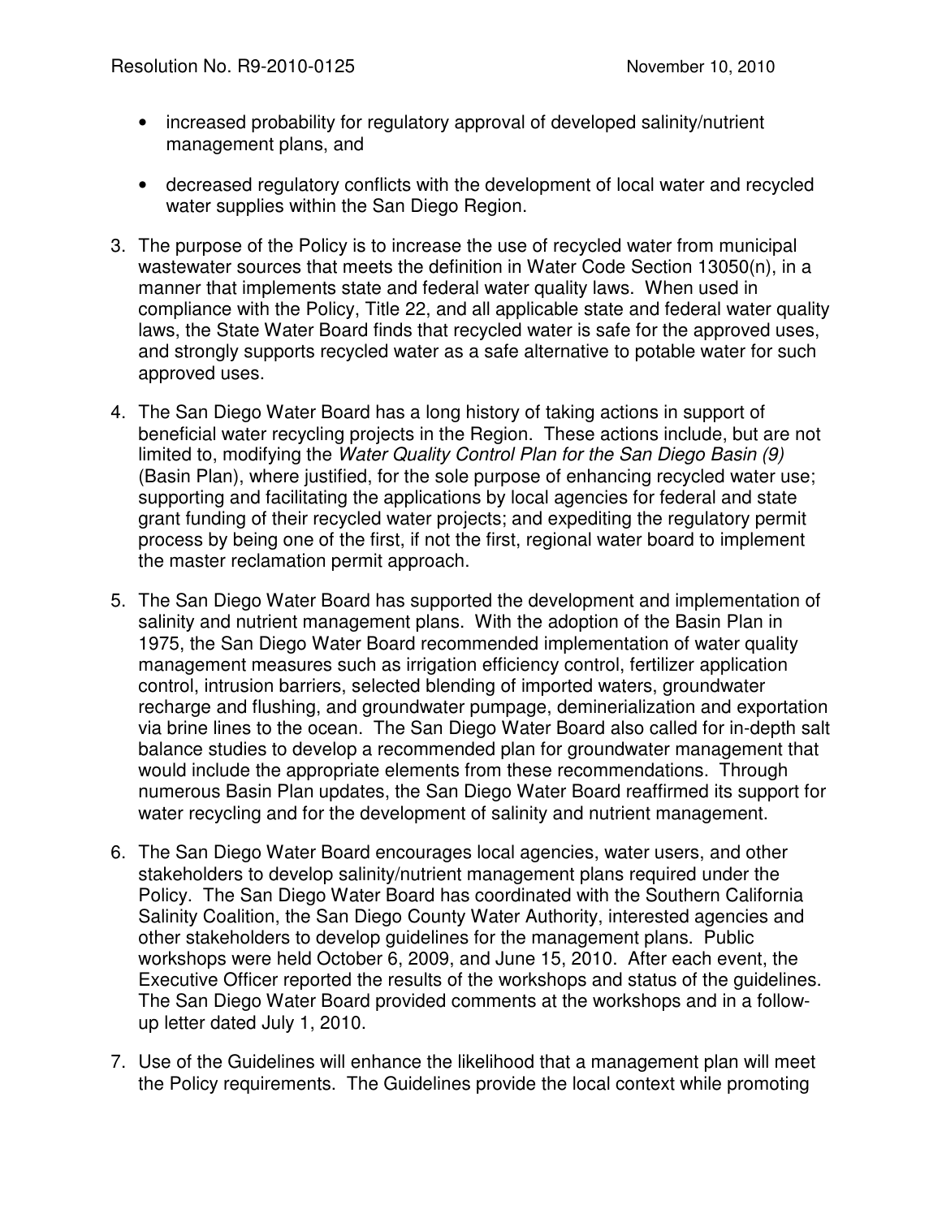- increased probability for regulatory approval of developed salinity/nutrient management plans, and

- decreased regulatory conflicts with the development of local water and recycled water supplies within the San Diego Region.

3. The purpose of the Policy is to increase the use of recycled water from municipal wastewater sources that meets the definition in Water Code Section 13050(n), in a manner that implements state and federal water quality laws. When used in compliance with the Policy, Title 22, and all applicable state and federal water quality laws, the State Water Board finds that recycled water is safe for the approved uses, and strongly supports recycled water as a safe alternative to potable water for such approved uses.

4. The San Diego Water Board has a long history of taking actions in support of beneficial water recycling projects in the Region. These actions include, but are not limited to, modifying the *Water Quality Control Plan for the San Diego Basin (9)* (Basin Plan), where justified, for the sole purpose of enhancing recycled water use; supporting and facilitating the applications by local agencies for federal and state grant funding of their recycled water projects; and expediting the regulatory permit process by being one of the first, if not the first, regional water board to implement the master reclamation permit approach.

5. The San Diego Water Board has supported the development and implementation of salinity and nutrient management plans. With the adoption of the Basin Plan in 1975, the San Diego Water Board recommended implementation of water quality management measures such as irrigation efficiency control, fertilizer application control, intrusion barriers, selected blending of imported waters, groundwater recharge and flushing, and groundwater pumpage, demineralization and exportation via brine lines to the ocean. The San Diego Water Board also called for in-depth salt balance studies to develop a recommended plan for groundwater management that would include the appropriate elements from these recommendations. Through numerous Basin Plan updates, the San Diego Water Board reaffirmed its support for water recycling and for the development of salinity and nutrient management.

6. The San Diego Water Board encourages local agencies, water users, and other stakeholders to develop salinity/nutrient management plans required under the Policy. The San Diego Water Board has coordinated with the Southern California Salinity Coalition, the San Diego County Water Authority, interested agencies and other stakeholders to develop guidelines for the management plans. Public workshops were held October 6, 2009, and June 15, 2010. After each event, the Executive Officer reported the results of the workshops and status of the guidelines. The San Diego Water Board provided comments at the workshops and in a follow-up letter dated July 1, 2010.

7. Use of the Guidelines will enhance the likelihood that a management plan will meet the Policy requirements. The Guidelines provide the local context while promoting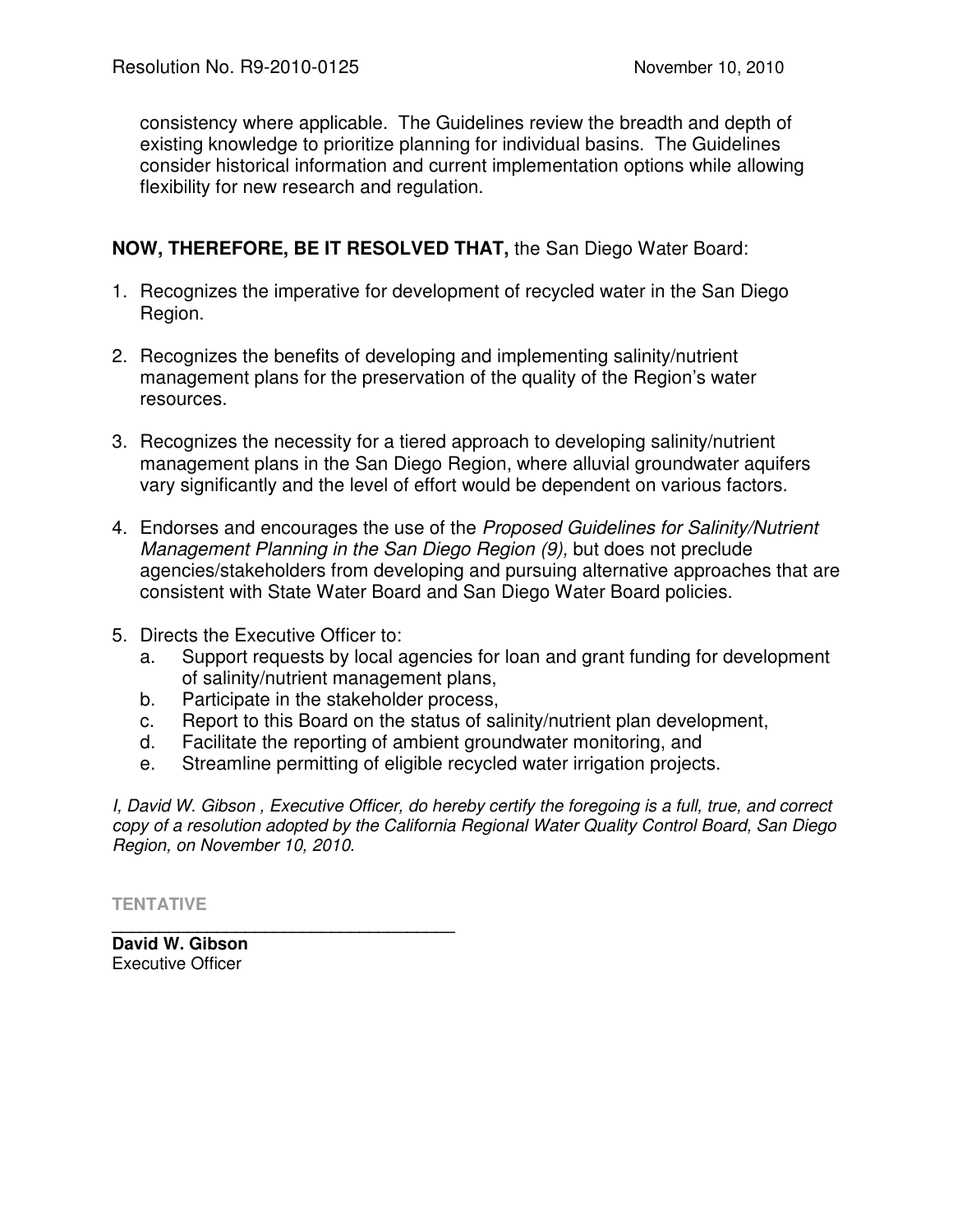consistency where applicable. The Guidelines review the breadth and depth of existing knowledge to prioritize planning for individual basins. The Guidelines consider historical information and current implementation options while allowing flexibility for new research and regulation.

**NOW, THEREFORE, BE IT RESOLVED THAT,** the San Diego Water Board:

1. Recognizes the imperative for development of recycled water in the San Diego Region.

2. Recognizes the benefits of developing and implementing salinity/nutrient management plans for the preservation of the quality of the Region's water resources.

3. Recognizes the necessity for a tiered approach to developing salinity/nutrient management plans in the San Diego Region, where alluvial groundwater aquifers vary significantly and the level of effort would be dependent on various factors.

4. Endorses and encourages the use of the *Proposed Guidelines for Salinity/Nutrient Management Planning in the San Diego Region (9),* but does not preclude agencies/stakeholders from developing and pursuing alternative approaches that are consistent with State Water Board and San Diego Water Board policies.

5. Directs the Executive Officer to:
   a. Support requests by local agencies for loan and grant funding for development of salinity/nutrient management plans,
   b. Participate in the stakeholder process,
   c. Report to this Board on the status of salinity/nutrient plan development,
   d. Facilitate the reporting of ambient groundwater monitoring, and
   e. Streamline permitting of eligible recycled water irrigation projects.

*I, David W. Gibson , Executive Officer, do hereby certify the foregoing is a full, true, and correct copy of a resolution adopted by the California Regional Water Quality Control Board, San Diego Region, on November 10, 2010.*

TENTATIVE

___________________________________

**David W. Gibson**
Executive Officer